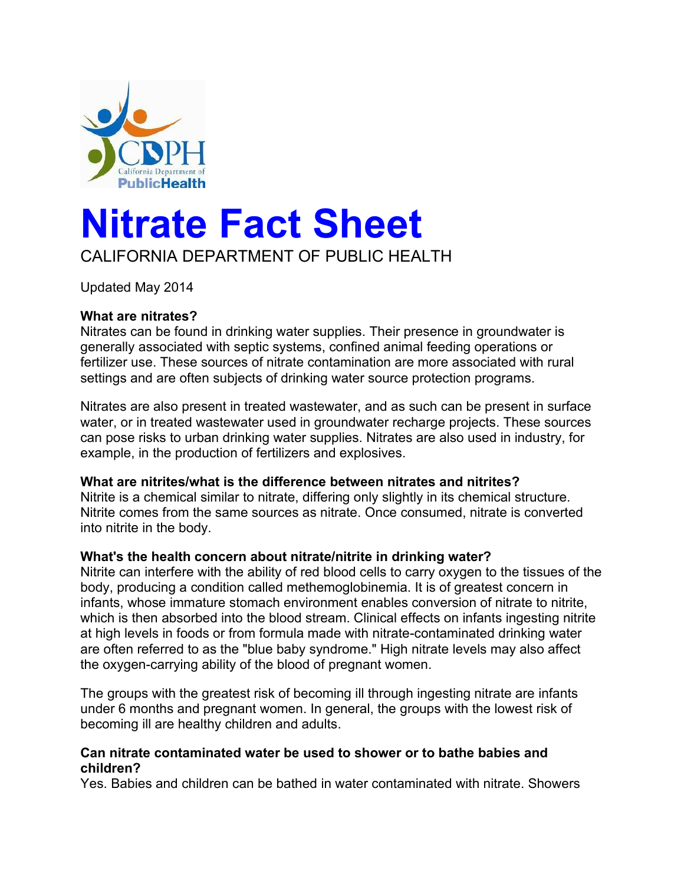# Nitrate Fact Sheet

CALIFORNIA DEPARTMENT OF PUBLIC HEALTH

Updated May 2014

**What are nitrates?**

Nitrates can be found in drinking water supplies. Their presence in groundwater is generally associated with septic systems, confined animal feeding operations or fertilizer use. These sources of nitrate contamination are more associated with rural settings and are often subjects of drinking water source protection programs.

Nitrates are also present in treated wastewater, and as such can be present in surface water, or in treated wastewater used in groundwater recharge projects. These sources can pose risks to urban drinking water supplies. Nitrates are also used in industry, for example, in the production of fertilizers and explosives.

**What are nitrites/what is the difference between nitrates and nitrites?**

Nitrite is a chemical similar to nitrate, differing only slightly in its chemical structure. Nitrite comes from the same sources as nitrate. Once consumed, nitrate is converted into nitrite in the body.

**What's the health concern about nitrate/nitrite in drinking water?**

Nitrite can interfere with the ability of red blood cells to carry oxygen to the tissues of the body, producing a condition called methemoglobinemia. It is of greatest concern in infants, whose immature stomach environment enables conversion of nitrate to nitrite, which is then absorbed into the blood stream. Clinical effects on infants ingesting nitrite at high levels in foods or from formula made with nitrate-contaminated drinking water are often referred to as the "blue baby syndrome." High nitrate levels may also affect the oxygen-carrying ability of the blood of pregnant women.

The groups with the greatest risk of becoming ill through ingesting nitrate are infants under 6 months and pregnant women. In general, the groups with the lowest risk of becoming ill are healthy children and adults.

**Can nitrate contaminated water be used to shower or to bathe babies and children?**

Yes. Babies and children can be bathed in water contaminated with nitrate. Showers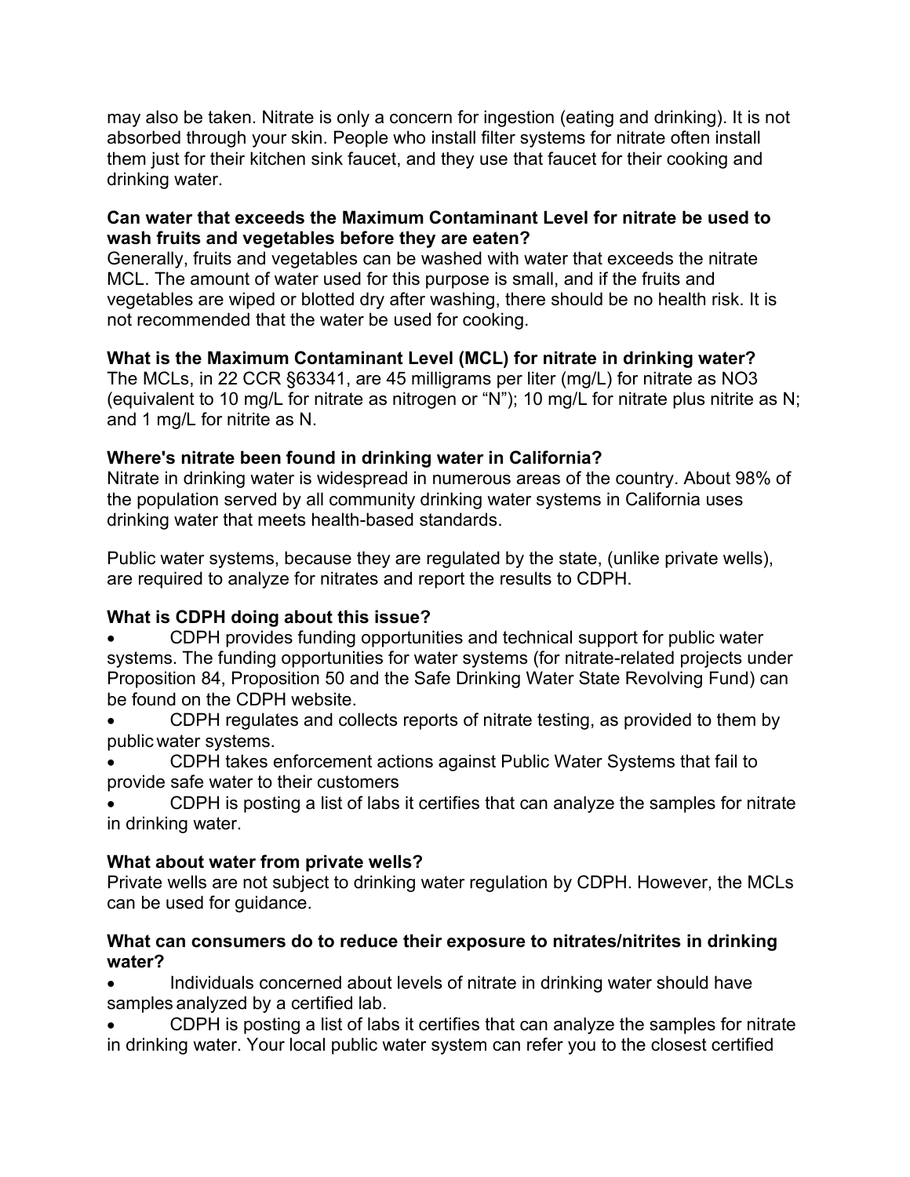may also be taken. Nitrate is only a concern for ingestion (eating and drinking). It is not absorbed through your skin. People who install filter systems for nitrate often install them just for their kitchen sink faucet, and they use that faucet for their cooking and drinking water.

**Can water that exceeds the Maximum Contaminant Level for nitrate be used to wash fruits and vegetables before they are eaten?**

Generally, fruits and vegetables can be washed with water that exceeds the nitrate MCL. The amount of water used for this purpose is small, and if the fruits and vegetables are wiped or blotted dry after washing, there should be no health risk. It is not recommended that the water be used for cooking.

**What is the Maximum Contaminant Level (MCL) for nitrate in drinking water?**

The MCLs, in 22 CCR §63341, are 45 milligrams per liter (mg/L) for nitrate as $NO_3$ (equivalent to 10 mg/L for nitrate as nitrogen or "N"); 10 mg/L for nitrate plus nitrite as N; and 1 mg/L for nitrite as N.

**Where's nitrate been found in drinking water in California?**

Nitrate in drinking water is widespread in numerous areas of the country. About 98% of the population served by all community drinking water systems in California uses drinking water that meets health-based standards.

Public water systems, because they are regulated by the state, (unlike private wells), are required to analyze for nitrates and report the results to CDPH.

**What is CDPH doing about this issue?**

- CDPH provides funding opportunities and technical support for public water systems. The funding opportunities for water systems (for nitrate-related projects under Proposition 84, Proposition 50 and the Safe Drinking Water State Revolving Fund) can be found on the CDPH website.
- CDPH regulates and collects reports of nitrate testing, as provided to them by public water systems.
- CDPH takes enforcement actions against Public Water Systems that fail to provide safe water to their customers
- CDPH is posting a list of labs it certifies that can analyze the samples for nitrate in drinking water.

**What about water from private wells?**

Private wells are not subject to drinking water regulation by CDPH. However, the MCLs can be used for guidance.

**What can consumers do to reduce their exposure to nitrates/nitrites in drinking water?**

- Individuals concerned about levels of nitrate in drinking water should have samples analyzed by a certified lab.
- CDPH is posting a list of labs it certifies that can analyze the samples for nitrate in drinking water. Your local public water system can refer you to the closest certified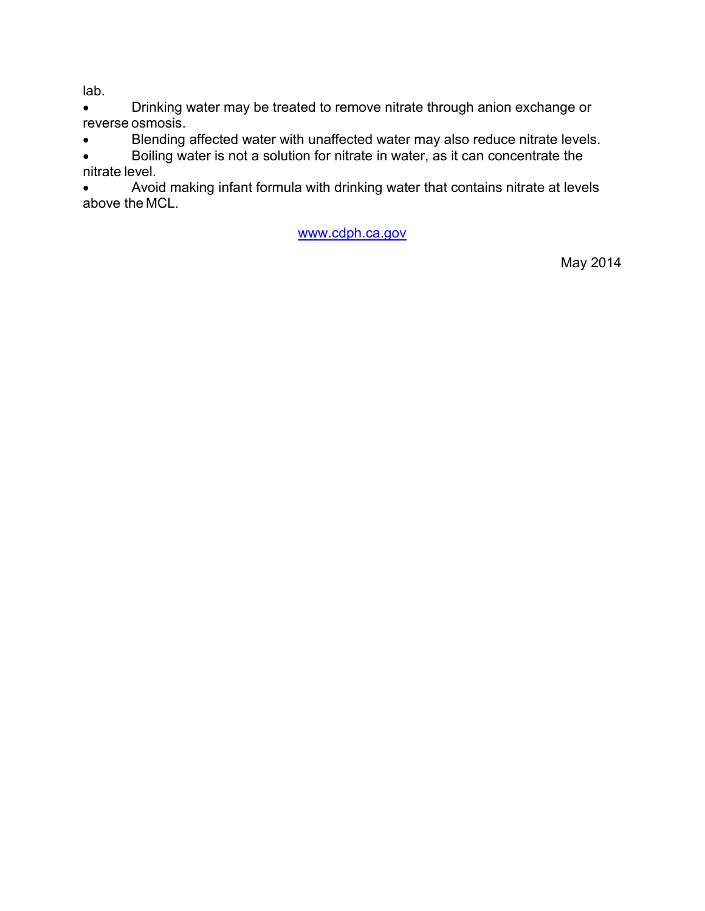lab.

- Drinking water may be treated to remove nitrate through anion exchange or reverse osmosis.
- Blending affected water with unaffected water may also reduce nitrate levels.
- Boiling water is not a solution for nitrate in water, as it can concentrate the nitrate level.
- Avoid making infant formula with drinking water that contains nitrate at levels above the MCL.

www.cdph.ca.gov

May 2014